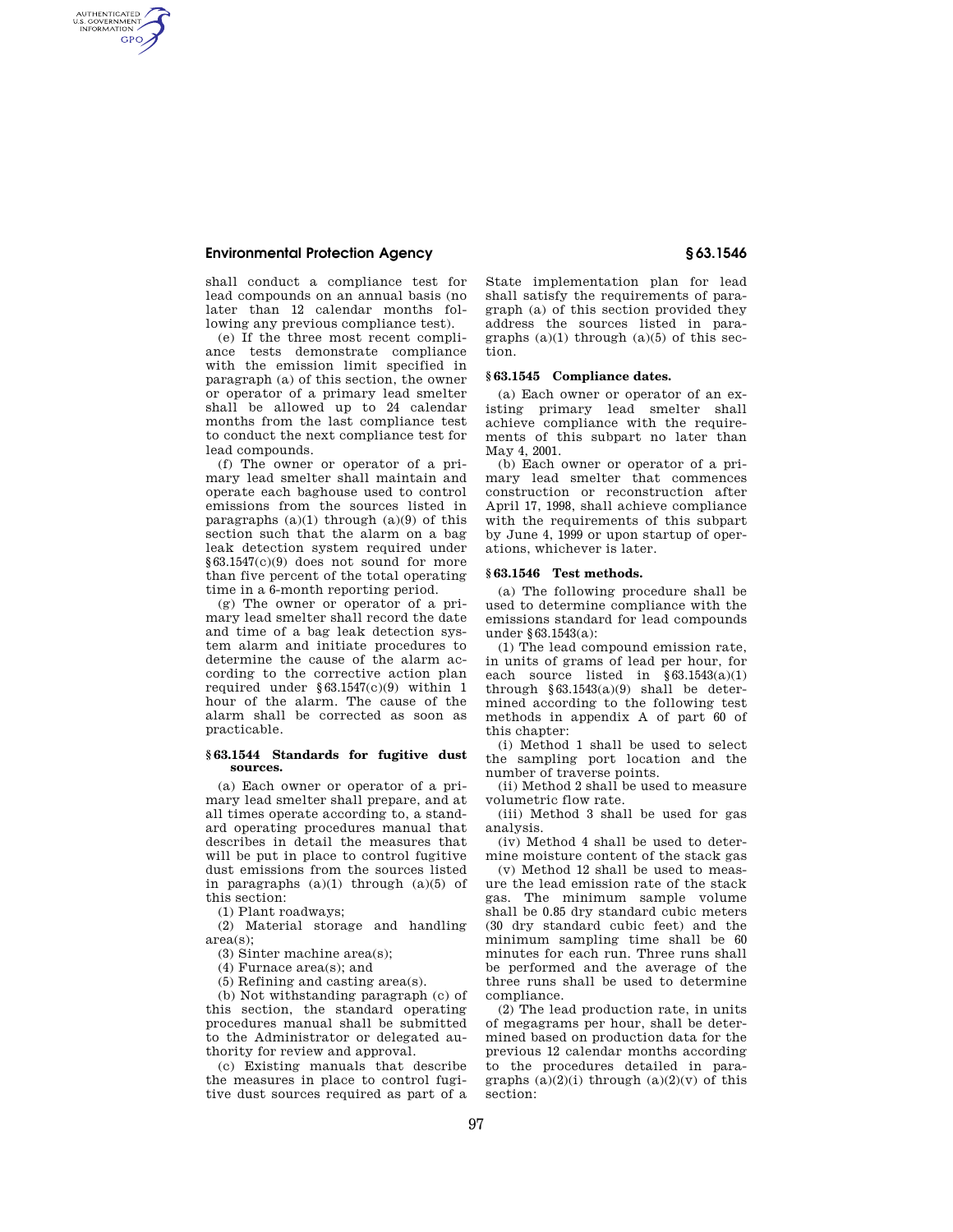shall conduct a compliance test for lead compounds on an annual basis (no later than 12 calendar months following any previous compliance test).

(e) If the three most recent compliance tests demonstrate compliance with the emission limit specified in paragraph (a) of this section, the owner or operator of a primary lead smelter shall be allowed up to 24 calendar months from the last compliance test to conduct the next compliance test for lead compounds.

(f) The owner or operator of a primary lead smelter shall maintain and operate each baghouse used to control emissions from the sources listed in paragraphs (a)(1) through (a)(9) of this section such that the alarm on a bag leak detection system required under §63.1547(c)(9) does not sound for more than five percent of the total operating time in a 6-month reporting period.

(g) The owner or operator of a primary lead smelter shall record the date and time of a bag leak detection system alarm and initiate procedures to determine the cause of the alarm according to the corrective action plan required under §63.1547(c)(9) within 1 hour of the alarm. The cause of the alarm shall be corrected as soon as practicable.

### §63.1544 Standards for fugitive dust sources.

(a) Each owner or operator of a primary lead smelter shall prepare, and at all times operate according to, a standard operating procedures manual that describes in detail the measures that will be put in place to control fugitive dust emissions from the sources listed in paragraphs (a)(1) through (a)(5) of this section:

(1) Plant roadways;

(2) Material storage and handling area(s);

(3) Sinter machine area(s);

(4) Furnace area(s); and

(5) Refining and casting area(s).

(b) Not withstanding paragraph (c) of this section, the standard operating procedures manual shall be submitted to the Administrator or delegated authority for review and approval.

(c) Existing manuals that describe the measures in place to control fugitive dust sources required as part of a State implementation plan for lead shall satisfy the requirements of paragraph (a) of this section provided they address the sources listed in paragraphs (a)(1) through (a)(5) of this section.

### §63.1545 Compliance dates.

(a) Each owner or operator of an existing primary lead smelter shall achieve compliance with the requirements of this subpart no later than May 4, 2001.

(b) Each owner or operator of a primary lead smelter that commences construction or reconstruction after April 17, 1998, shall achieve compliance with the requirements of this subpart by June 4, 1999 or upon startup of operations, whichever is later.

### §63.1546 Test methods.

(a) The following procedure shall be used to determine compliance with the emissions standard for lead compounds under §63.1543(a):

(1) The lead compound emission rate, in units of grams of lead per hour, for each source listed in §63.1543(a)(1) through §63.1543(a)(9) shall be determined according to the following test methods in appendix A of part 60 of this chapter:

(i) Method 1 shall be used to select the sampling port location and the number of traverse points.

(ii) Method 2 shall be used to measure volumetric flow rate.

(iii) Method 3 shall be used for gas analysis.

(iv) Method 4 shall be used to determine moisture content of the stack gas

(v) Method 12 shall be used to measure the lead emission rate of the stack gas. The minimum sample volume shall be 0.85 dry standard cubic meters (30 dry standard cubic feet) and the minimum sampling time shall be 60 minutes for each run. Three runs shall be performed and the average of the three runs shall be used to determine compliance.

(2) The lead production rate, in units of megagrams per hour, shall be determined based on production data for the previous 12 calendar months according to the procedures detailed in paragraphs (a)(2)(i) through (a)(2)(v) of this section: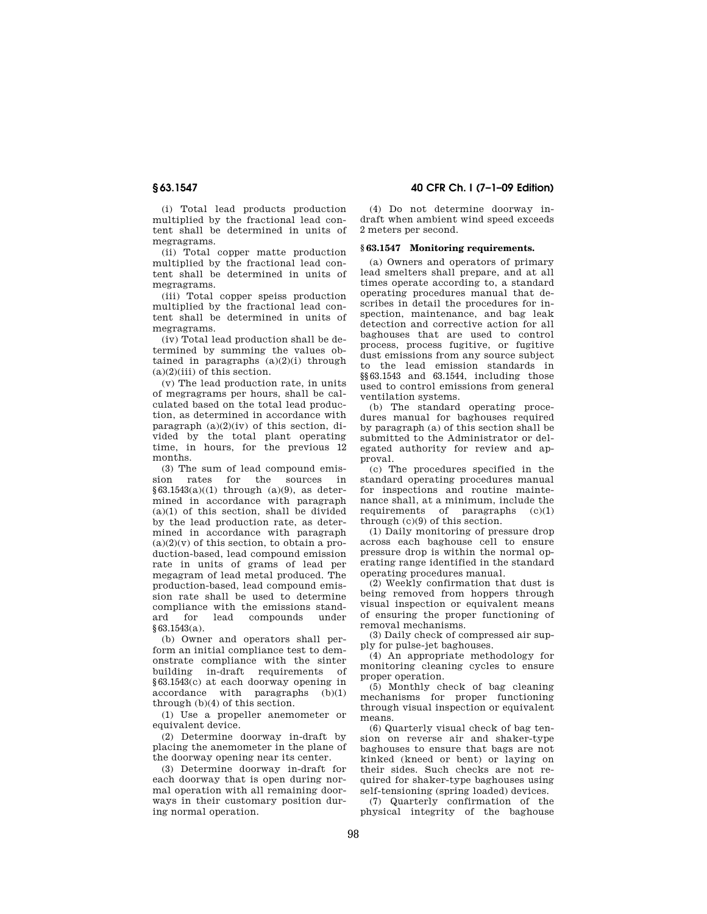(i) Total lead products production multiplied by the fractional lead content shall be determined in units of megagrams.

(ii) Total copper matte production multiplied by the fractional lead content shall be determined in units of megagrams.

(iii) Total copper speiss production multiplied by the fractional lead content shall be determined in units of megagrams.

(iv) Total lead production shall be determined by summing the values obtained in paragraphs (a)(2)(i) through (a)(2)(iii) of this section.

(v) The lead production rate, in units of megagrams per hours, shall be calculated based on the total lead production, as determined in accordance with paragraph (a)(2)(iv) of this section, divided by the total plant operating time, in hours, for the previous 12 months.

(3) The sum of lead compound emission rates for the sources in §63.1543(a)((1) through (a)(9), as determined in accordance with paragraph (a)(1) of this section, shall be divided by the lead production rate, as determined in accordance with paragraph (a)(2)(v) of this section, to obtain a production-based, lead compound emission rate in units of grams of lead per megagram of lead metal produced. The production-based, lead compound emission rate shall be used to determine compliance with the emissions standard for lead compounds under §63.1543(a).

(b) Owner and operators shall perform an initial compliance test to demonstrate compliance with the sinter building in-draft requirements of §63.1543(c) at each doorway opening in accordance with paragraphs (b)(1) through (b)(4) of this section.

(1) Use a propeller anemometer or equivalent device.

(2) Determine doorway in-draft by placing the anemometer in the plane of the doorway opening near its center.

(3) Determine doorway in-draft for each doorway that is open during normal operation with all remaining doorways in their customary position during normal operation.

(4) Do not determine doorway in-draft when ambient wind speed exceeds 2 meters per second.

## § 63.1547 Monitoring requirements.

(a) Owners and operators of primary lead smelters shall prepare, and at all times operate according to, a standard operating procedures manual that describes in detail the procedures for inspection, maintenance, and bag leak detection and corrective action for all baghouses that are used to control process, process fugitive, or fugitive dust emissions from any source subject to the lead emission standards in §§63.1543 and 63.1544, including those used to control emissions from general ventilation systems.

(b) The standard operating procedures manual for baghouses required by paragraph (a) of this section shall be submitted to the Administrator or delegated authority for review and approval.

(c) The procedures specified in the standard operating procedures manual for inspections and routine maintenance shall, at a minimum, include the requirements of paragraphs (c)(1) through (c)(9) of this section.

(1) Daily monitoring of pressure drop across each baghouse cell to ensure pressure drop is within the normal operating range identified in the standard operating procedures manual.

(2) Weekly confirmation that dust is being removed from hoppers through visual inspection or equivalent means of ensuring the proper functioning of removal mechanisms.

(3) Daily check of compressed air supply for pulse-jet baghouses.

(4) An appropriate methodology for monitoring cleaning cycles to ensure proper operation.

(5) Monthly check of bag cleaning mechanisms for proper functioning through visual inspection or equivalent means.

(6) Quarterly visual check of bag tension on reverse air and shaker-type baghouses to ensure that bags are not kinked (kneed or bent) or laying on their sides. Such checks are not required for shaker-type baghouses using self-tensioning (spring loaded) devices.

(7) Quarterly confirmation of the physical integrity of the baghouse